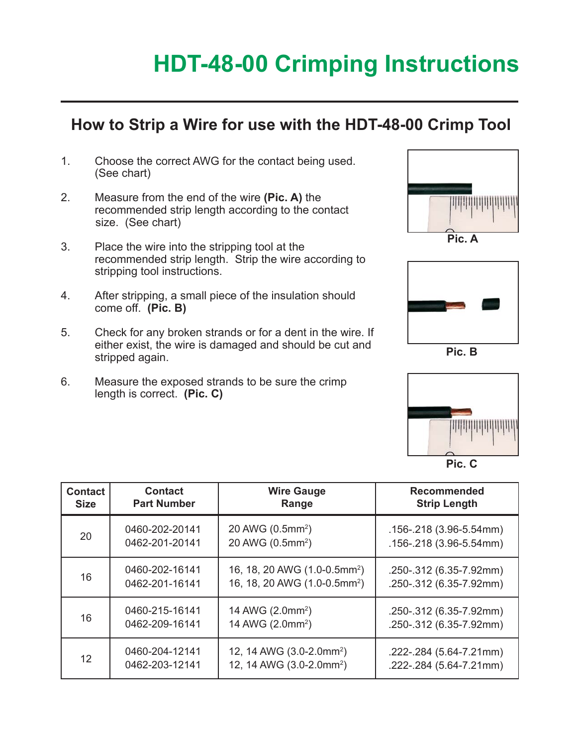# HDT-48-00 Crimping Instructions

## How to Strip a Wire for use with the HDT-48-00 Crimp Tool

1. Choose the correct AWG for the contact being used. (See chart)
2. Measure from the end of the wire **(Pic. A)** the recommended strip length according to the contact size. (See chart)
3. Place the wire into the stripping tool at the recommended strip length. Strip the wire according to stripping tool instructions.
4. After stripping, a small piece of the insulation should come off. **(Pic. B)**
5. Check for any broken strands or for a dent in the wire. If either exist, the wire is damaged and should be cut and stripped again.
6. Measure the exposed strands to be sure the crimp length is correct. **(Pic. C)**

**Pic. A**

**Pic. B**

**Pic. C**

| Contact Size | Contact Part Number | Wire Gauge Range | Recommended Strip Length |
|---|---|---|---|
| 20 | 0460-202-20141<br>0462-201-20141 | 20 AWG (0.5mm$^2$)<br>20 AWG (0.5mm$^2$) | .156-.218 (3.96-5.54mm)<br>.156-.218 (3.96-5.54mm) |
| 16 | 0460-202-16141<br>0462-201-16141 | 16, 18, 20 AWG (1.0-0.5mm$^2$)<br>16, 18, 20 AWG (1.0-0.5mm$^2$) | .250-.312 (6.35-7.92mm)<br>.250-.312 (6.35-7.92mm) |
| 16 | 0460-215-16141<br>0462-209-16141 | 14 AWG (2.0mm$^2$)<br>14 AWG (2.0mm$^2$) | .250-.312 (6.35-7.92mm)<br>.250-.312 (6.35-7.92mm) |
| 12 | 0460-204-12141<br>0462-203-12141 | 12, 14 AWG (3.0-2.0mm$^2$)<br>12, 14 AWG (3.0-2.0mm$^2$) | .222-.284 (5.64-7.21mm)<br>.222-.284 (5.64-7.21mm) |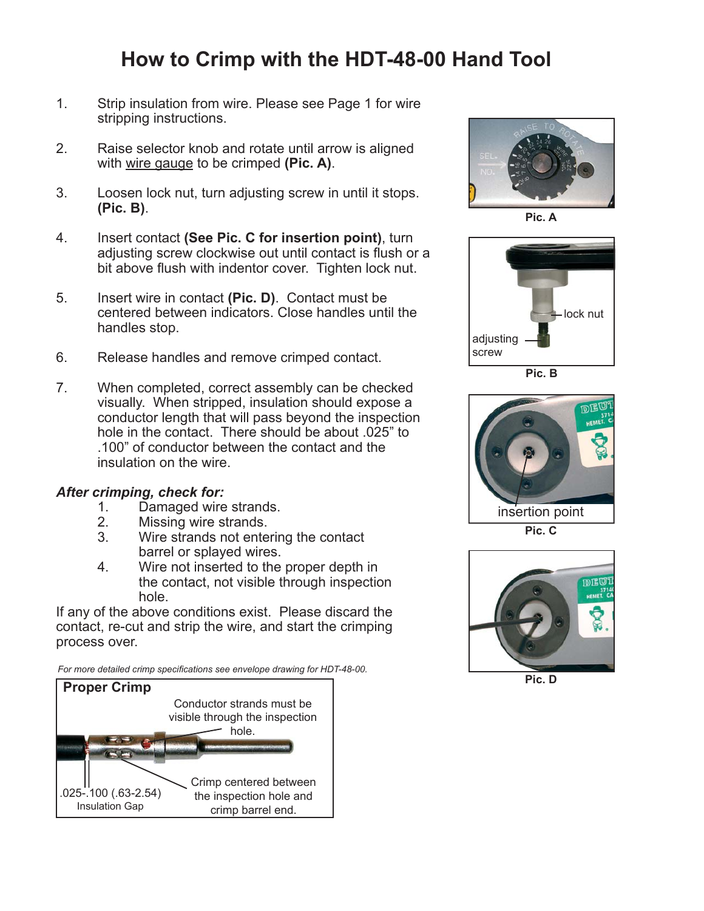# How to Crimp with the HDT-48-00 Hand Tool

1. Strip insulation from wire. Please see Page 1 for wire stripping instructions.

2. Raise selector knob and rotate until arrow is aligned with wire gauge to be crimped **(Pic. A)**.

3. Loosen lock nut, turn adjusting screw in until it stops. **(Pic. B)**.

4. Insert contact **(See Pic. C for insertion point)**, turn adjusting screw clockwise out until contact is flush or a bit above flush with indentor cover. Tighten lock nut.

5. Insert wire in contact **(Pic. D)**. Contact must be centered between indicators. Close handles until the handles stop.

6. Release handles and remove crimped contact.

7. When completed, correct assembly can be checked visually. When stripped, insulation should expose a conductor length that will pass beyond the inspection hole in the contact. There should be about .025" to .100" of conductor between the contact and the insulation on the wire.

***After crimping, check for:***

1. Damaged wire strands.
2. Missing wire strands.
3. Wire strands not entering the contact barrel or splayed wires.
4. Wire not inserted to the proper depth in the contact, not visible through inspection hole.

If any of the above conditions exist. Please discard the contact, re-cut and strip the wire, and start the crimping process over.

*For more detailed crimp specifications see envelope drawing for HDT-48-00.*

**Proper Crimp**

Conductor strands must be visible through the inspection hole.

.025-.100 (.63-2.54) Insulation Gap

Crimp centered between the inspection hole and crimp barrel end.

Pic. A

lock nut

adjusting screw

Pic. B

insertion point

Pic. C

Pic. D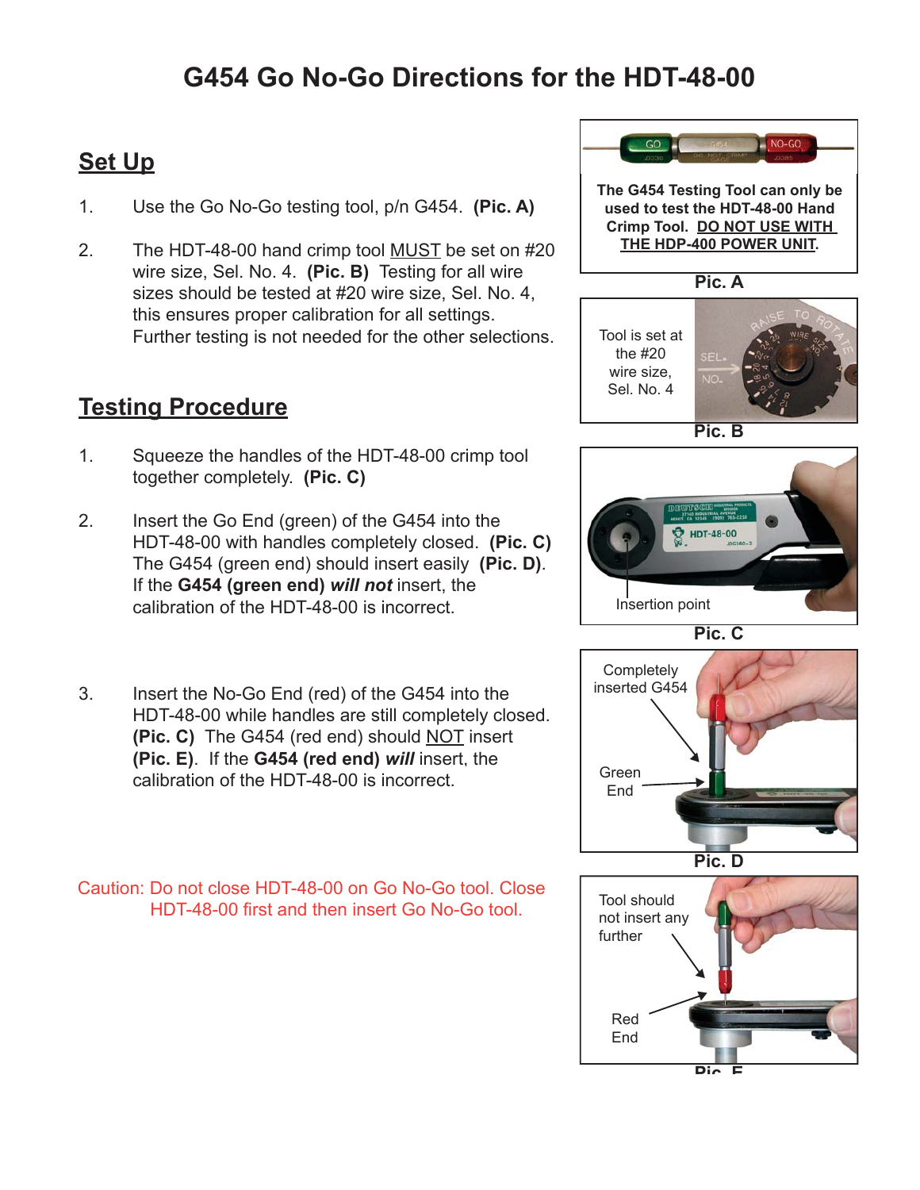# G454 Go No-Go Directions for the HDT-48-00

## Set Up

1. Use the Go No-Go testing tool, p/n G454. **(Pic. A)**

2. The HDT-48-00 hand crimp tool MUST be set on #20 wire size, Sel. No. 4. **(Pic. B)** Testing for all wire sizes should be tested at #20 wire size, Sel. No. 4, this ensures proper calibration for all settings. Further testing is not needed for the other selections.

**The G454 Testing Tool can only be used to test the HDT-48-00 Hand Crimp Tool. DO NOT USE WITH THE HDP-400 POWER UNIT.**

**Pic. A**

Tool is set at the #20 wire size, Sel. No. 4

**Pic. B**

## Testing Procedure

1. Squeeze the handles of the HDT-48-00 crimp tool together completely. **(Pic. C)**

2. Insert the Go End (green) of the G454 into the HDT-48-00 with handles completely closed. **(Pic. C)** The G454 (green end) should insert easily **(Pic. D)**. If the **G454 (green end)** ***will not*** insert, the calibration of the HDT-48-00 is incorrect.

3. Insert the No-Go End (red) of the G454 into the HDT-48-00 while handles are still completely closed. **(Pic. C)** The G454 (red end) should NOT insert **(Pic. E)**. If the **G454 (red end)** ***will*** insert, the calibration of the HDT-48-00 is incorrect.

Insertion point

**Pic. C**

Completely inserted G454

Green End

**Pic. D**

Tool should not insert any further

Red End

**Pic. E**

Caution: Do not close HDT-48-00 on Go No-Go tool. Close HDT-48-00 first and then insert Go No-Go tool.